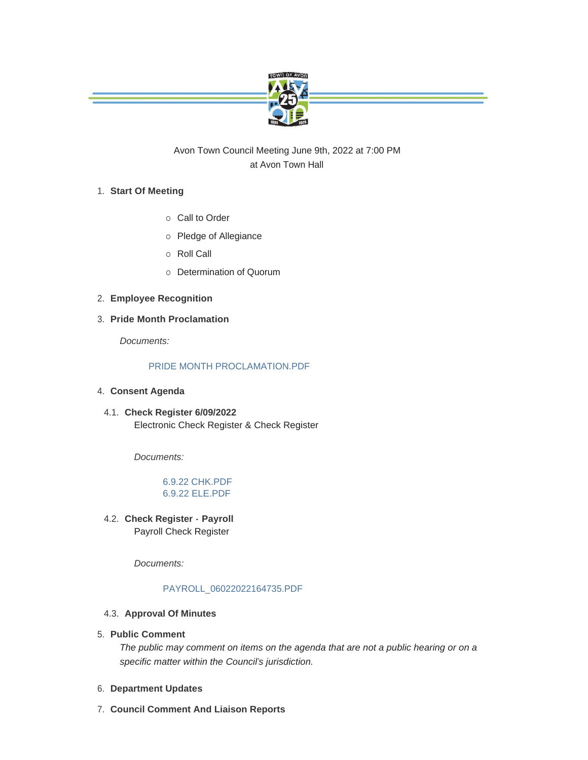Avon Town Council Meeting June 9th, 2022 at 7:00 PM
at Avon Town Hall

1. **Start Of Meeting**
   - Call to Order
   - Pledge of Allegiance
   - Roll Call
   - Determination of Quorum

2. **Employee Recognition**

3. **Pride Month Proclamation**

   *Documents:*

   PRIDE MONTH PROCLAMATION.PDF

4. **Consent Agenda**

   4.1. **Check Register 6/09/2022**
   Electronic Check Register & Check Register

   *Documents:*

   6.9.22 CHK.PDF
   6.9.22 ELE.PDF

   4.2. **Check Register - Payroll**
   Payroll Check Register

   *Documents:*

   PAYROLL_06022022164735.PDF

   4.3. **Approval Of Minutes**

5. **Public Comment**
   *The public may comment on items on the agenda that are not a public hearing or on a specific matter within the Council's jurisdiction.*

6. **Department Updates**

7. **Council Comment And Liaison Reports**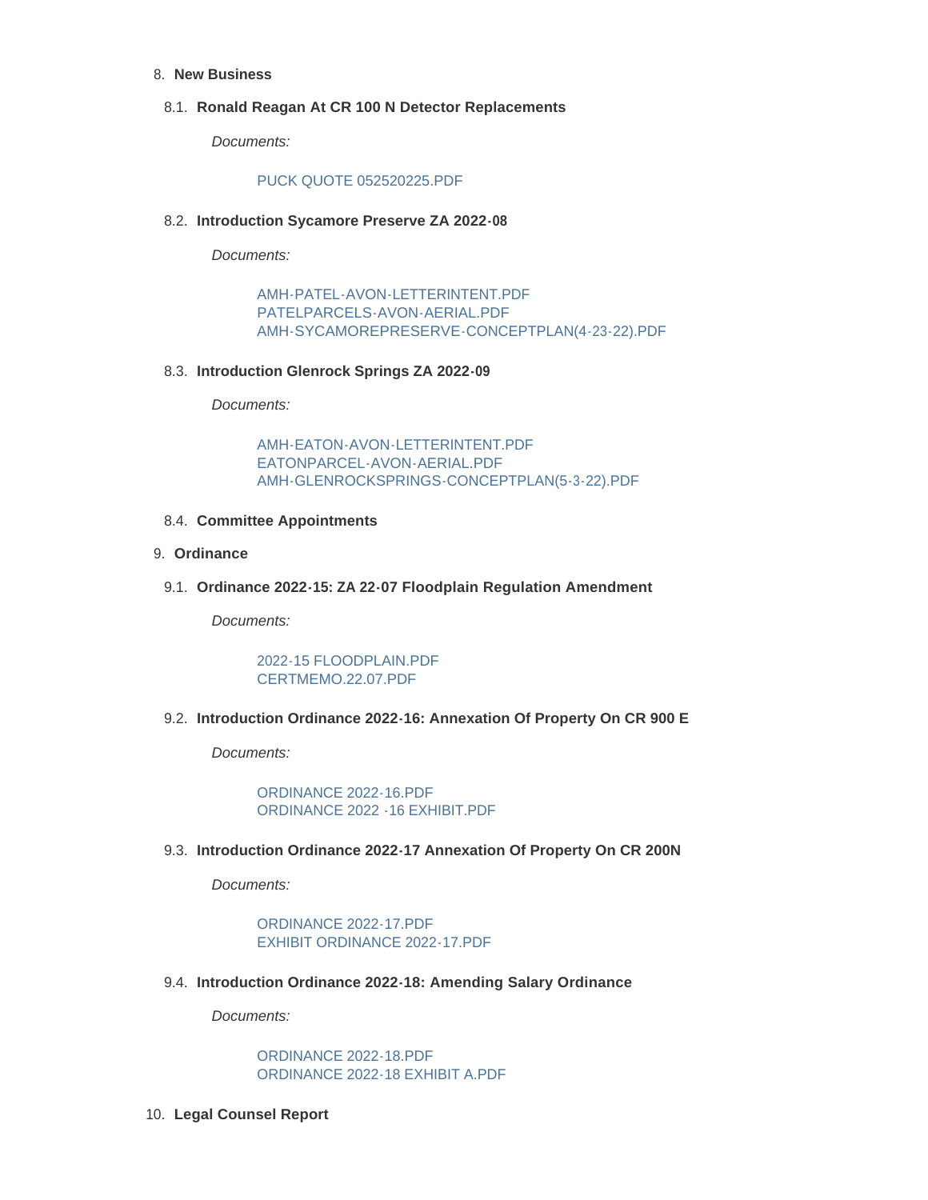8. **New Business**

8.1. **Ronald Reagan At CR 100 N Detector Replacements**

*Documents:*

PUCK QUOTE 052520225.PDF

8.2. **Introduction Sycamore Preserve ZA 2022-08**

*Documents:*

AMH-PATEL-AVON-LETTERINTENT.PDF
PATELPARCELS-AVON-AERIAL.PDF
AMH-SYCAMOREPRESERVE-CONCEPTPLAN(4-23-22).PDF

8.3. **Introduction Glenrock Springs ZA 2022-09**

*Documents:*

AMH-EATON-AVON-LETTERINTENT.PDF
EATONPARCEL-AVON-AERIAL.PDF
AMH-GLENROCKSPRINGS-CONCEPTPLAN(5-3-22).PDF

8.4. **Committee Appointments**

9. **Ordinance**

9.1. **Ordinance 2022-15: ZA 22-07 Floodplain Regulation Amendment**

*Documents:*

2022-15 FLOODPLAIN.PDF
CERTMEMO.22.07.PDF

9.2. **Introduction Ordinance 2022-16: Annexation Of Property On CR 900 E**

*Documents:*

ORDINANCE 2022-16.PDF
ORDINANCE 2022 -16 EXHIBIT.PDF

9.3. **Introduction Ordinance 2022-17 Annexation Of Property On CR 200N**

*Documents:*

ORDINANCE 2022-17.PDF
EXHIBIT ORDINANCE 2022-17.PDF

9.4. **Introduction Ordinance 2022-18: Amending Salary Ordinance**

*Documents:*

ORDINANCE 2022-18.PDF
ORDINANCE 2022-18 EXHIBIT A.PDF

10. **Legal Counsel Report**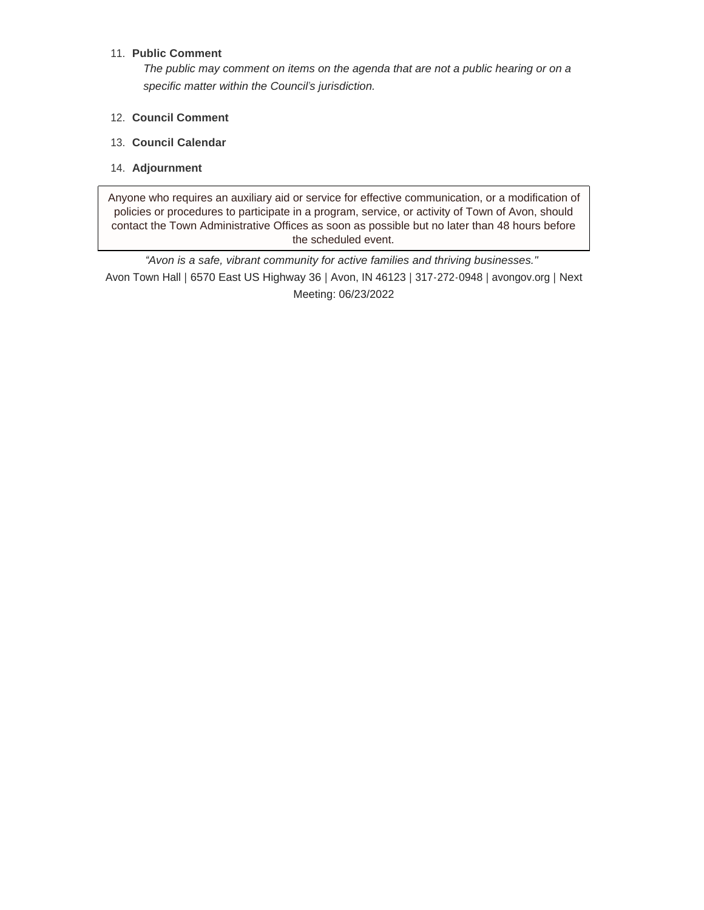11. **Public Comment**

    *The public may comment on items on the agenda that are not a public hearing or on a specific matter within the Council's jurisdiction.*

12. **Council Comment**

13. **Council Calendar**

14. **Adjournment**

Anyone who requires an auxiliary aid or service for effective communication, or a modification of policies or procedures to participate in a program, service, or activity of Town of Avon, should contact the Town Administrative Offices as soon as possible but no later than 48 hours before the scheduled event.

*"Avon is a safe, vibrant community for active families and thriving businesses."*

Avon Town Hall | 6570 East US Highway 36 | Avon, IN 46123 | 317-272-0948 | avongov.org | Next Meeting: 06/23/2022